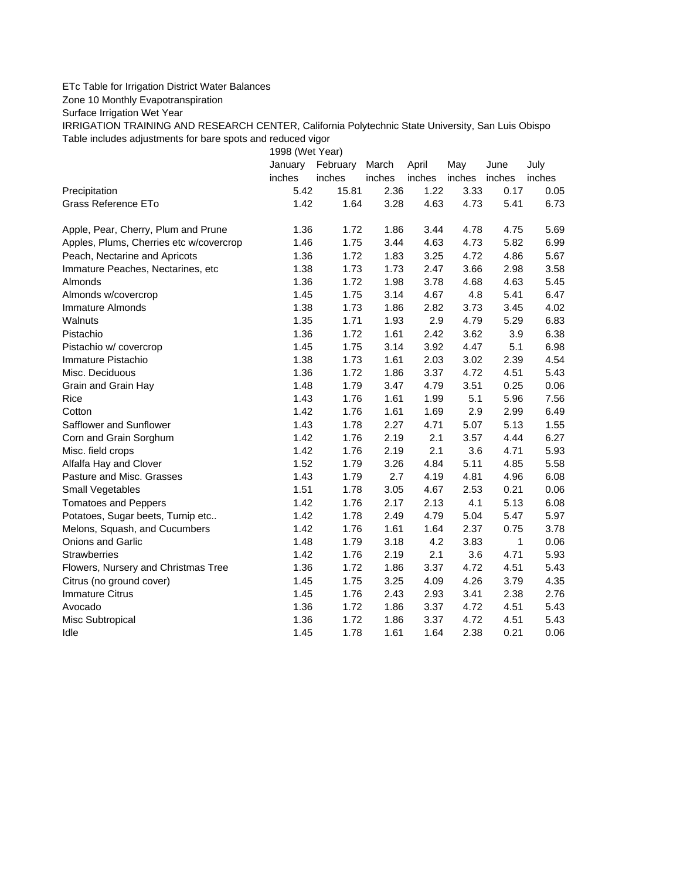ETc Table for Irrigation District Water Balances

Zone 10 Monthly Evapotranspiration

Surface Irrigation Wet Year

IRRIGATION TRAINING AND RESEARCH CENTER, California Polytechnic State University, San Luis Obispo

Table includes adjustments for bare spots and reduced vigor

| | 1998 (Wet Year) | | | | | | |
|---|---|---|---|---|---|---|---|
| | January | February | March | April | May | June | July |
| | inches | inches | inches | inches | inches | inches | inches |
| Precipitation | 5.42 | 15.81 | 2.36 | 1.22 | 3.33 | 0.17 | 0.05 |
| Grass Reference ETo | 1.42 | 1.64 | 3.28 | 4.63 | 4.73 | 5.41 | 6.73 |
| | | | | | | | |
| Apple, Pear, Cherry, Plum and Prune | 1.36 | 1.72 | 1.86 | 3.44 | 4.78 | 4.75 | 5.69 |
| Apples, Plums, Cherries etc w/covercrop | 1.46 | 1.75 | 3.44 | 4.63 | 4.73 | 5.82 | 6.99 |
| Peach, Nectarine and Apricots | 1.36 | 1.72 | 1.83 | 3.25 | 4.72 | 4.86 | 5.67 |
| Immature Peaches, Nectarines, etc | 1.38 | 1.73 | 1.73 | 2.47 | 3.66 | 2.98 | 3.58 |
| Almonds | 1.36 | 1.72 | 1.98 | 3.78 | 4.68 | 4.63 | 5.45 |
| Almonds w/covercrop | 1.45 | 1.75 | 3.14 | 4.67 | 4.8 | 5.41 | 6.47 |
| Immature Almonds | 1.38 | 1.73 | 1.86 | 2.82 | 3.73 | 3.45 | 4.02 |
| Walnuts | 1.35 | 1.71 | 1.93 | 2.9 | 4.79 | 5.29 | 6.83 |
| Pistachio | 1.36 | 1.72 | 1.61 | 2.42 | 3.62 | 3.9 | 6.38 |
| Pistachio w/ covercrop | 1.45 | 1.75 | 3.14 | 3.92 | 4.47 | 5.1 | 6.98 |
| Immature Pistachio | 1.38 | 1.73 | 1.61 | 2.03 | 3.02 | 2.39 | 4.54 |
| Misc. Deciduous | 1.36 | 1.72 | 1.86 | 3.37 | 4.72 | 4.51 | 5.43 |
| Grain and Grain Hay | 1.48 | 1.79 | 3.47 | 4.79 | 3.51 | 0.25 | 0.06 |
| Rice | 1.43 | 1.76 | 1.61 | 1.99 | 5.1 | 5.96 | 7.56 |
| Cotton | 1.42 | 1.76 | 1.61 | 1.69 | 2.9 | 2.99 | 6.49 |
| Safflower and Sunflower | 1.43 | 1.78 | 2.27 | 4.71 | 5.07 | 5.13 | 1.55 |
| Corn and Grain Sorghum | 1.42 | 1.76 | 2.19 | 2.1 | 3.57 | 4.44 | 6.27 |
| Misc. field crops | 1.42 | 1.76 | 2.19 | 2.1 | 3.6 | 4.71 | 5.93 |
| Alfalfa Hay and Clover | 1.52 | 1.79 | 3.26 | 4.84 | 5.11 | 4.85 | 5.58 |
| Pasture and Misc. Grasses | 1.43 | 1.79 | 2.7 | 4.19 | 4.81 | 4.96 | 6.08 |
| Small Vegetables | 1.51 | 1.78 | 3.05 | 4.67 | 2.53 | 0.21 | 0.06 |
| Tomatoes and Peppers | 1.42 | 1.76 | 2.17 | 2.13 | 4.1 | 5.13 | 6.08 |
| Potatoes, Sugar beets, Turnip etc.. | 1.42 | 1.78 | 2.49 | 4.79 | 5.04 | 5.47 | 5.97 |
| Melons, Squash, and Cucumbers | 1.42 | 1.76 | 1.61 | 1.64 | 2.37 | 0.75 | 3.78 |
| Onions and Garlic | 1.48 | 1.79 | 3.18 | 4.2 | 3.83 | 1 | 0.06 |
| Strawberries | 1.42 | 1.76 | 2.19 | 2.1 | 3.6 | 4.71 | 5.93 |
| Flowers, Nursery and Christmas Tree | 1.36 | 1.72 | 1.86 | 3.37 | 4.72 | 4.51 | 5.43 |
| Citrus (no ground cover) | 1.45 | 1.75 | 3.25 | 4.09 | 4.26 | 3.79 | 4.35 |
| Immature Citrus | 1.45 | 1.76 | 2.43 | 2.93 | 3.41 | 2.38 | 2.76 |
| Avocado | 1.36 | 1.72 | 1.86 | 3.37 | 4.72 | 4.51 | 5.43 |
| Misc Subtropical | 1.36 | 1.72 | 1.86 | 3.37 | 4.72 | 4.51 | 5.43 |
| Idle | 1.45 | 1.78 | 1.61 | 1.64 | 2.38 | 0.21 | 0.06 |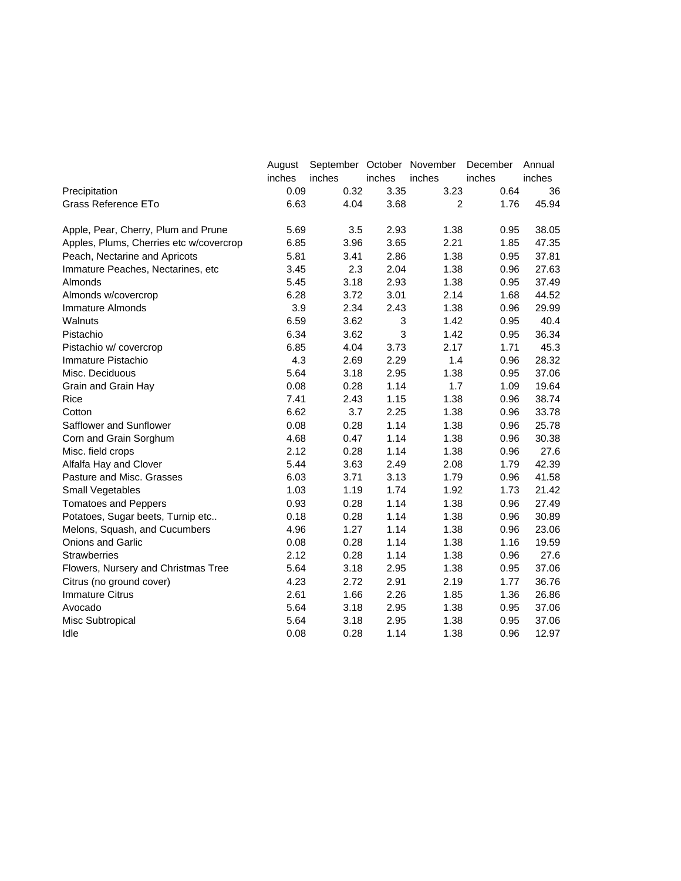| | August | September | October | November | December | Annual |
|---|---|---|---|---|---|---|
| | inches | inches | inches | inches | inches | inches |
| Precipitation | 0.09 | 0.32 | 3.35 | 3.23 | 0.64 | 36 |
| Grass Reference ETo | 6.63 | 4.04 | 3.68 | 2 | 1.76 | 45.94 |
| | | | | | | |
| Apple, Pear, Cherry, Plum and Prune | 5.69 | 3.5 | 2.93 | 1.38 | 0.95 | 38.05 |
| Apples, Plums, Cherries etc w/covercrop | 6.85 | 3.96 | 3.65 | 2.21 | 1.85 | 47.35 |
| Peach, Nectarine and Apricots | 5.81 | 3.41 | 2.86 | 1.38 | 0.95 | 37.81 |
| Immature Peaches, Nectarines, etc | 3.45 | 2.3 | 2.04 | 1.38 | 0.96 | 27.63 |
| Almonds | 5.45 | 3.18 | 2.93 | 1.38 | 0.95 | 37.49 |
| Almonds w/covercrop | 6.28 | 3.72 | 3.01 | 2.14 | 1.68 | 44.52 |
| Immature Almonds | 3.9 | 2.34 | 2.43 | 1.38 | 0.96 | 29.99 |
| Walnuts | 6.59 | 3.62 | 3 | 1.42 | 0.95 | 40.4 |
| Pistachio | 6.34 | 3.62 | 3 | 1.42 | 0.95 | 36.34 |
| Pistachio w/ covercrop | 6.85 | 4.04 | 3.73 | 2.17 | 1.71 | 45.3 |
| Immature Pistachio | 4.3 | 2.69 | 2.29 | 1.4 | 0.96 | 28.32 |
| Misc. Deciduous | 5.64 | 3.18 | 2.95 | 1.38 | 0.95 | 37.06 |
| Grain and Grain Hay | 0.08 | 0.28 | 1.14 | 1.7 | 1.09 | 19.64 |
| Rice | 7.41 | 2.43 | 1.15 | 1.38 | 0.96 | 38.74 |
| Cotton | 6.62 | 3.7 | 2.25 | 1.38 | 0.96 | 33.78 |
| Safflower and Sunflower | 0.08 | 0.28 | 1.14 | 1.38 | 0.96 | 25.78 |
| Corn and Grain Sorghum | 4.68 | 0.47 | 1.14 | 1.38 | 0.96 | 30.38 |
| Misc. field crops | 2.12 | 0.28 | 1.14 | 1.38 | 0.96 | 27.6 |
| Alfalfa Hay and Clover | 5.44 | 3.63 | 2.49 | 2.08 | 1.79 | 42.39 |
| Pasture and Misc. Grasses | 6.03 | 3.71 | 3.13 | 1.79 | 0.96 | 41.58 |
| Small Vegetables | 1.03 | 1.19 | 1.74 | 1.92 | 1.73 | 21.42 |
| Tomatoes and Peppers | 0.93 | 0.28 | 1.14 | 1.38 | 0.96 | 27.49 |
| Potatoes, Sugar beets, Turnip etc.. | 0.18 | 0.28 | 1.14 | 1.38 | 0.96 | 30.89 |
| Melons, Squash, and Cucumbers | 4.96 | 1.27 | 1.14 | 1.38 | 0.96 | 23.06 |
| Onions and Garlic | 0.08 | 0.28 | 1.14 | 1.38 | 1.16 | 19.59 |
| Strawberries | 2.12 | 0.28 | 1.14 | 1.38 | 0.96 | 27.6 |
| Flowers, Nursery and Christmas Tree | 5.64 | 3.18 | 2.95 | 1.38 | 0.95 | 37.06 |
| Citrus (no ground cover) | 4.23 | 2.72 | 2.91 | 2.19 | 1.77 | 36.76 |
| Immature Citrus | 2.61 | 1.66 | 2.26 | 1.85 | 1.36 | 26.86 |
| Avocado | 5.64 | 3.18 | 2.95 | 1.38 | 0.95 | 37.06 |
| Misc Subtropical | 5.64 | 3.18 | 2.95 | 1.38 | 0.95 | 37.06 |
| Idle | 0.08 | 0.28 | 1.14 | 1.38 | 0.96 | 12.97 |